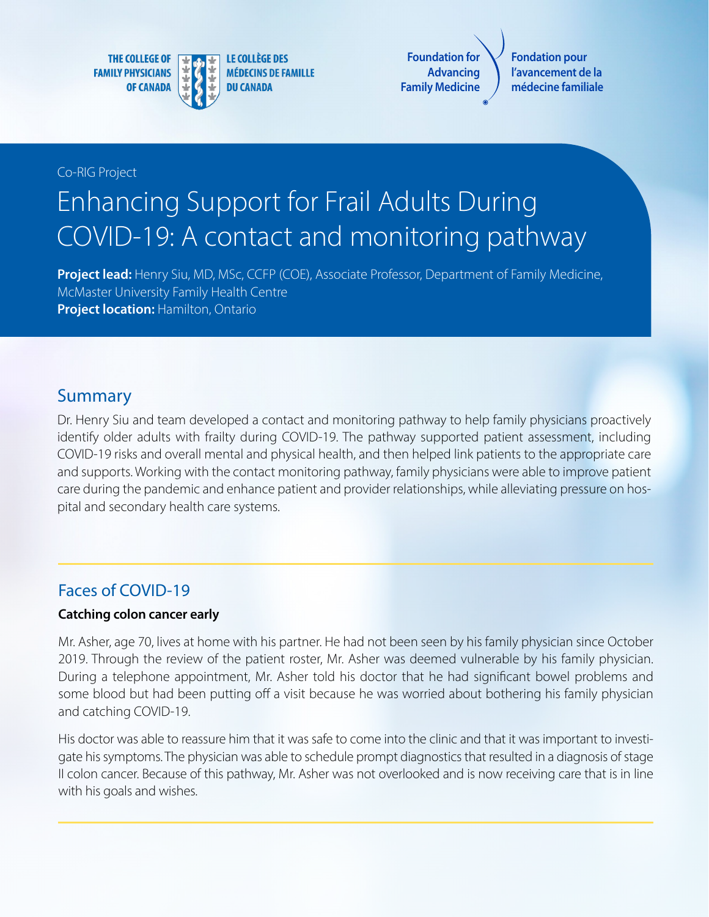THE COLLEGE OF FAMILY PHYSICIANS OF CANADA | LE COLLÈGE DES MÉDECINS DE FAMILLE DU CANADA

Foundation for Advancing Family Medicine | Fondation pour l'avancement de la médecine familiale

Co-RIG Project

# Enhancing Support for Frail Adults During COVID-19: A contact and monitoring pathway

**Project lead:** Henry Siu, MD, MSc, CCFP (COE), Associate Professor, Department of Family Medicine, McMaster University Family Health Centre
**Project location:** Hamilton, Ontario

## Summary

Dr. Henry Siu and team developed a contact and monitoring pathway to help family physicians proactively identify older adults with frailty during COVID-19. The pathway supported patient assessment, including COVID-19 risks and overall mental and physical health, and then helped link patients to the appropriate care and supports. Working with the contact monitoring pathway, family physicians were able to improve patient care during the pandemic and enhance patient and provider relationships, while alleviating pressure on hospital and secondary health care systems.

## Faces of COVID-19

**Catching colon cancer early**

Mr. Asher, age 70, lives at home with his partner. He had not been seen by his family physician since October 2019. Through the review of the patient roster, Mr. Asher was deemed vulnerable by his family physician. During a telephone appointment, Mr. Asher told his doctor that he had significant bowel problems and some blood but had been putting off a visit because he was worried about bothering his family physician and catching COVID-19.

His doctor was able to reassure him that it was safe to come into the clinic and that it was important to investigate his symptoms. The physician was able to schedule prompt diagnostics that resulted in a diagnosis of stage II colon cancer. Because of this pathway, Mr. Asher was not overlooked and is now receiving care that is in line with his goals and wishes.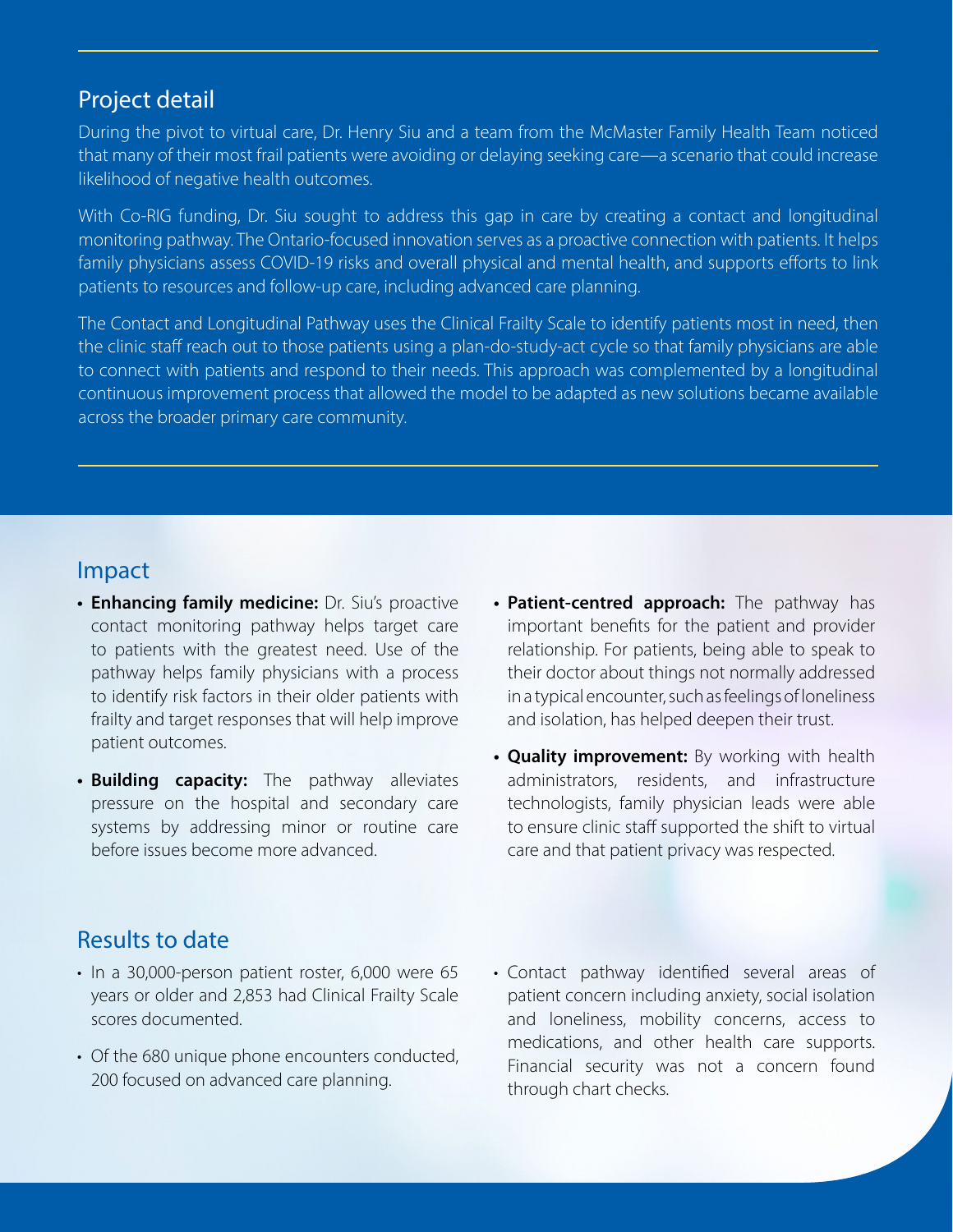## Project detail

During the pivot to virtual care, Dr. Henry Siu and a team from the McMaster Family Health Team noticed that many of their most frail patients were avoiding or delaying seeking care—a scenario that could increase likelihood of negative health outcomes.

With Co-RIG funding, Dr. Siu sought to address this gap in care by creating a contact and longitudinal monitoring pathway. The Ontario-focused innovation serves as a proactive connection with patients. It helps family physicians assess COVID-19 risks and overall physical and mental health, and supports efforts to link patients to resources and follow-up care, including advanced care planning.

The Contact and Longitudinal Pathway uses the Clinical Frailty Scale to identify patients most in need, then the clinic staff reach out to those patients using a plan-do-study-act cycle so that family physicians are able to connect with patients and respond to their needs. This approach was complemented by a longitudinal continuous improvement process that allowed the model to be adapted as new solutions became available across the broader primary care community.

## Impact

- **Enhancing family medicine:** Dr. Siu's proactive contact monitoring pathway helps target care to patients with the greatest need. Use of the pathway helps family physicians with a process to identify risk factors in their older patients with frailty and target responses that will help improve patient outcomes.
- **Building capacity:** The pathway alleviates pressure on the hospital and secondary care systems by addressing minor or routine care before issues become more advanced.
- **Patient-centred approach:** The pathway has important benefits for the patient and provider relationship. For patients, being able to speak to their doctor about things not normally addressed in a typical encounter, such as feelings of loneliness and isolation, has helped deepen their trust.
- **Quality improvement:** By working with health administrators, residents, and infrastructure technologists, family physician leads were able to ensure clinic staff supported the shift to virtual care and that patient privacy was respected.

## Results to date

- In a 30,000-person patient roster, 6,000 were 65 years or older and 2,853 had Clinical Frailty Scale scores documented.
- Of the 680 unique phone encounters conducted, 200 focused on advanced care planning.
- Contact pathway identified several areas of patient concern including anxiety, social isolation and loneliness, mobility concerns, access to medications, and other health care supports. Financial security was not a concern found through chart checks.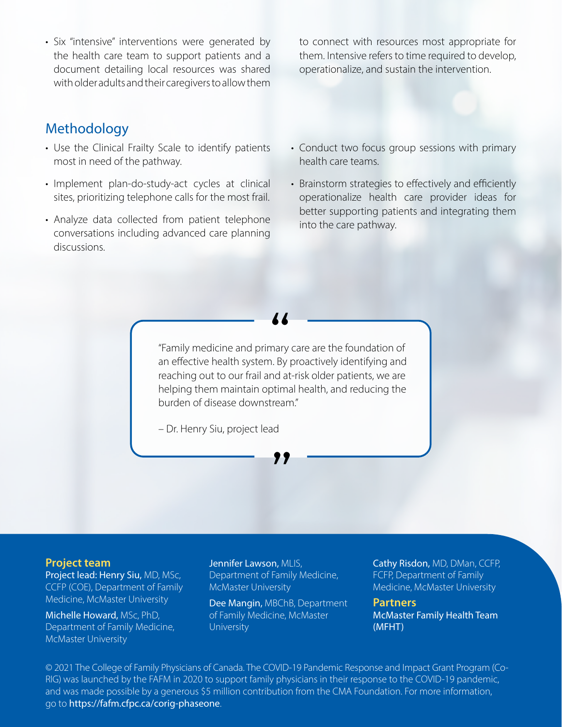- Six "intensive" interventions were generated by the health care team to support patients and a document detailing local resources was shared with older adults and their caregivers to allow them to connect with resources most appropriate for them. Intensive refers to time required to develop, operationalize, and sustain the intervention.

## Methodology

- Use the Clinical Frailty Scale to identify patients most in need of the pathway.
- Implement plan-do-study-act cycles at clinical sites, prioritizing telephone calls for the most frail.
- Analyze data collected from patient telephone conversations including advanced care planning discussions.
- Conduct two focus group sessions with primary health care teams.
- Brainstorm strategies to effectively and efficiently operationalize health care provider ideas for better supporting patients and integrating them into the care pathway.

> "Family medicine and primary care are the foundation of an effective health system. By proactively identifying and reaching out to our frail and at-risk older patients, we are helping them maintain optimal health, and reducing the burden of disease downstream."
>
> – Dr. Henry Siu, project lead

### Project team

**Project lead: Henry Siu,** MD, MSc, CCFP (COE), Department of Family Medicine, McMaster University

**Michelle Howard,** MSc, PhD, Department of Family Medicine, McMaster University

**Jennifer Lawson,** MLIS, Department of Family Medicine, McMaster University

**Dee Mangin,** MBChB, Department of Family Medicine, McMaster University

**Cathy Risdon,** MD, DMan, CCFP, FCFP, Department of Family Medicine, McMaster University

### Partners

McMaster Family Health Team (MFHT)

© 2021 The College of Family Physicians of Canada. The COVID-19 Pandemic Response and Impact Grant Program (Co-RIG) was launched by the FAFM in 2020 to support family physicians in their response to the COVID-19 pandemic, and was made possible by a generous $5 million contribution from the CMA Foundation. For more information, go to https://fafm.cfpc.ca/corig-phaseone.